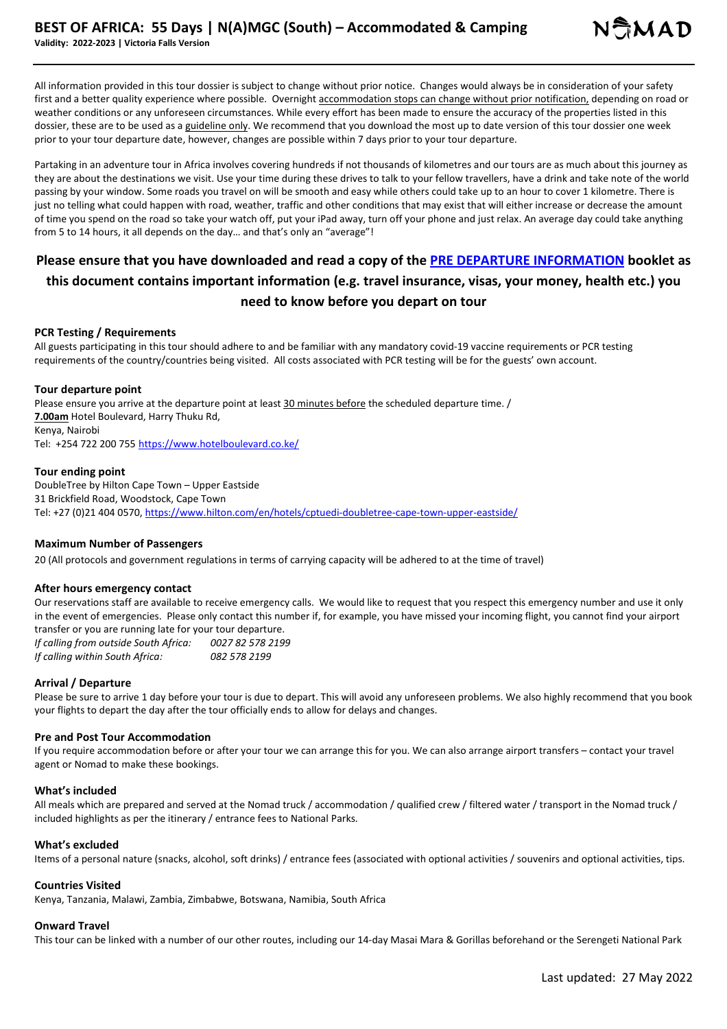# BEST OF AFRICA: 55 Days | N(A)MGC (South) – Accommodated & Camping

**Validity: 2022-2023 | Victoria Falls Version**

All information provided in this tour dossier is subject to change without prior notice. Changes would always be in consideration of your safety first and a better quality experience where possible. Overnight accommodation stops can change without prior notification, depending on road or weather conditions or any unforeseen circumstances. While every effort has been made to ensure the accuracy of the properties listed in this dossier, these are to be used as a guideline only. We recommend that you download the most up to date version of this tour dossier one week prior to your tour departure date, however, changes are possible within 7 days prior to your tour departure.

Partaking in an adventure tour in Africa involves covering hundreds if not thousands of kilometres and our tours are as much about this journey as they are about the destinations we visit. Use your time during these drives to talk to your fellow travellers, have a drink and take note of the world passing by your window. Some roads you travel on will be smooth and easy while others could take up to an hour to cover 1 kilometre. There is just no telling what could happen with road, weather, traffic and other conditions that may exist that will either increase or decrease the amount of time you spend on the road so take your watch off, put your iPad away, turn off your phone and just relax. An average day could take anything from 5 to 14 hours, it all depends on the day… and that's only an "average"!

## Please ensure that you have downloaded and read a copy of the PRE DEPARTURE INFORMATION booklet as this document contains important information (e.g. travel insurance, visas, your money, health etc.) you need to know before you depart on tour

### PCR Testing / Requirements

All guests participating in this tour should adhere to and be familiar with any mandatory covid-19 vaccine requirements or PCR testing requirements of the country/countries being visited. All costs associated with PCR testing will be for the guests' own account.

### Tour departure point

Please ensure you arrive at the departure point at least 30 minutes before the scheduled departure time. /
**7.00am** Hotel Boulevard, Harry Thuku Rd,
Kenya, Nairobi
Tel: +254 722 200 755 https://www.hotelboulevard.co.ke/

### Tour ending point

DoubleTree by Hilton Cape Town – Upper Eastside
31 Brickfield Road, Woodstock, Cape Town
Tel: +27 (0)21 404 0570, https://www.hilton.com/en/hotels/cptuedi-doubletree-cape-town-upper-eastside/

### Maximum Number of Passengers

20 (All protocols and government regulations in terms of carrying capacity will be adhered to at the time of travel)

### After hours emergency contact

Our reservations staff are available to receive emergency calls. We would like to request that you respect this emergency number and use it only in the event of emergencies. Please only contact this number if, for example, you have missed your incoming flight, you cannot find your airport transfer or you are running late for your tour departure.

*If calling from outside South Africa:* *0027 82 578 2199*
*If calling within South Africa:* *082 578 2199*

### Arrival / Departure

Please be sure to arrive 1 day before your tour is due to depart. This will avoid any unforeseen problems. We also highly recommend that you book your flights to depart the day after the tour officially ends to allow for delays and changes.

### Pre and Post Tour Accommodation

If you require accommodation before or after your tour we can arrange this for you. We can also arrange airport transfers – contact your travel agent or Nomad to make these bookings.

### What's included

All meals which are prepared and served at the Nomad truck / accommodation / qualified crew / filtered water / transport in the Nomad truck / included highlights as per the itinerary / entrance fees to National Parks.

### What's excluded

Items of a personal nature (snacks, alcohol, soft drinks) / entrance fees (associated with optional activities / souvenirs and optional activities, tips.

### Countries Visited

Kenya, Tanzania, Malawi, Zambia, Zimbabwe, Botswana, Namibia, South Africa

### Onward Travel

This tour can be linked with a number of our other routes, including our 14-day Masai Mara & Gorillas beforehand or the Serengeti National Park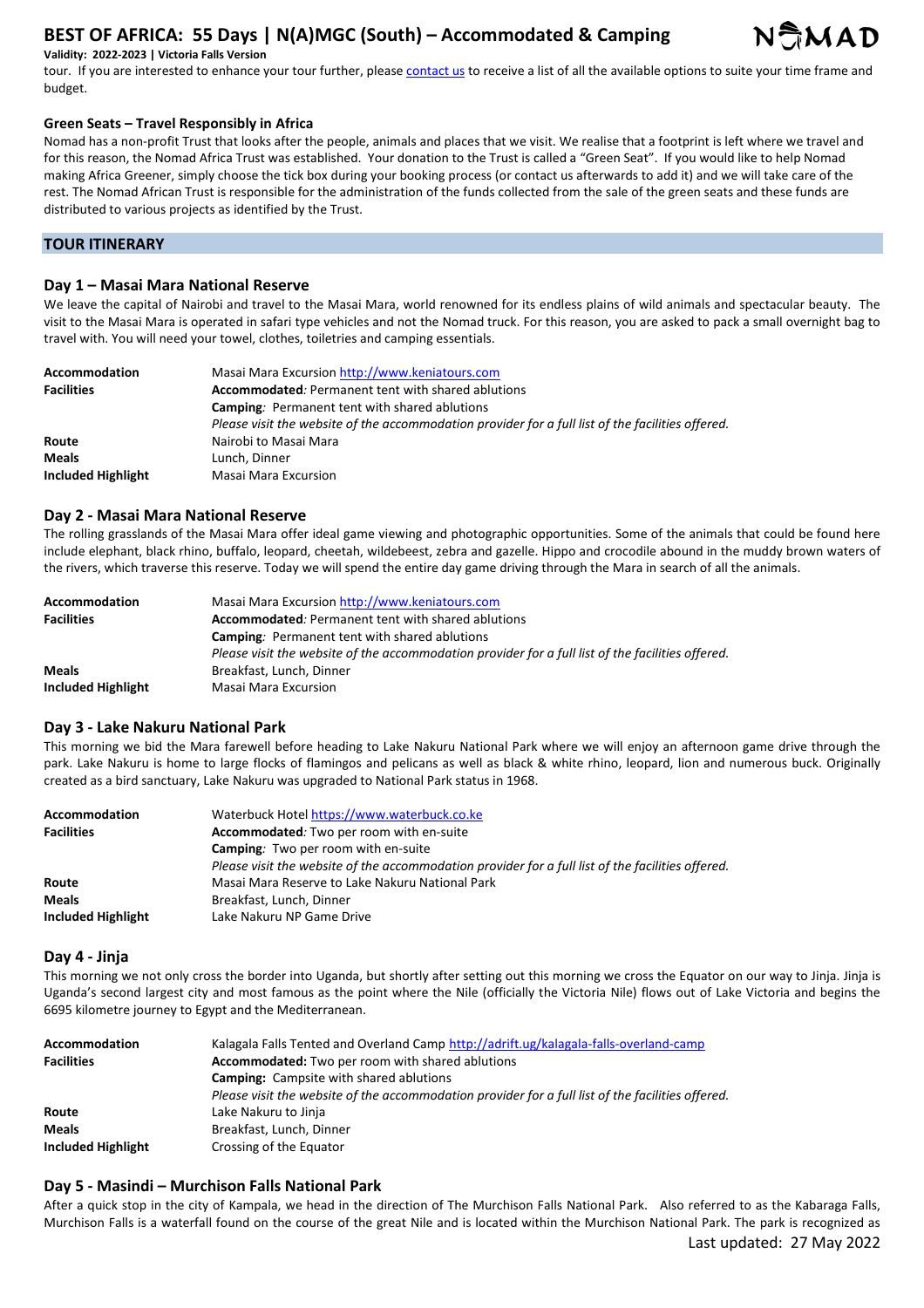tour. If you are interested to enhance your tour further, please [contact us](#) to receive a list of all the available options to suite your time frame and budget.

**Green Seats – Travel Responsibly in Africa**

Nomad has a non-profit Trust that looks after the people, animals and places that we visit. We realise that a footprint is left where we travel and for this reason, the Nomad Africa Trust was established. Your donation to the Trust is called a "Green Seat". If you would like to help Nomad making Africa Greener, simply choose the tick box during your booking process (or contact us afterwards to add it) and we will take care of the rest. The Nomad African Trust is responsible for the administration of the funds collected from the sale of the green seats and these funds are distributed to various projects as identified by the Trust.

## TOUR ITINERARY

### Day 1 – Masai Mara National Reserve

We leave the capital of Nairobi and travel to the Masai Mara, world renowned for its endless plains of wild animals and spectacular beauty. The visit to the Masai Mara is operated in safari type vehicles and not the Nomad truck. For this reason, you are asked to pack a small overnight bag to travel with. You will need your towel, clothes, toiletries and camping essentials.

| | |
|---|---|
| **Accommodation** | Masai Mara Excursion http://www.keniatours.com |
| **Facilities** | **Accommodated***:* Permanent tent with shared ablutions |
| | **Camping***:* Permanent tent with shared ablutions |
| | *Please visit the website of the accommodation provider for a full list of the facilities offered.* |
| **Route** | Nairobi to Masai Mara |
| **Meals** | Lunch, Dinner |
| **Included Highlight** | Masai Mara Excursion |

### Day 2 - Masai Mara National Reserve

The rolling grasslands of the Masai Mara offer ideal game viewing and photographic opportunities. Some of the animals that could be found here include elephant, black rhino, buffalo, leopard, cheetah, wildebeest, zebra and gazelle. Hippo and crocodile abound in the muddy brown waters of the rivers, which traverse this reserve. Today we will spend the entire day game driving through the Mara in search of all the animals.

| | |
|---|---|
| **Accommodation** | Masai Mara Excursion http://www.keniatours.com |
| **Facilities** | **Accommodated***:* Permanent tent with shared ablutions |
| | **Camping***:* Permanent tent with shared ablutions |
| | *Please visit the website of the accommodation provider for a full list of the facilities offered.* |
| **Meals** | Breakfast, Lunch, Dinner |
| **Included Highlight** | Masai Mara Excursion |

### Day 3 - Lake Nakuru National Park

This morning we bid the Mara farewell before heading to Lake Nakuru National Park where we will enjoy an afternoon game drive through the park. Lake Nakuru is home to large flocks of flamingos and pelicans as well as black & white rhino, leopard, lion and numerous buck. Originally created as a bird sanctuary, Lake Nakuru was upgraded to National Park status in 1968.

| | |
|---|---|
| **Accommodation** | Waterbuck Hotel https://www.waterbuck.co.ke |
| **Facilities** | **Accommodated***:* Two per room with en-suite |
| | **Camping***:* Two per room with en-suite |
| | *Please visit the website of the accommodation provider for a full list of the facilities offered.* |
| **Route** | Masai Mara Reserve to Lake Nakuru National Park |
| **Meals** | Breakfast, Lunch, Dinner |
| **Included Highlight** | Lake Nakuru NP Game Drive |

### Day 4 - Jinja

This morning we not only cross the border into Uganda, but shortly after setting out this morning we cross the Equator on our way to Jinja. Jinja is Uganda's second largest city and most famous as the point where the Nile (officially the Victoria Nile) flows out of Lake Victoria and begins the 6695 kilometre journey to Egypt and the Mediterranean.

| | |
|---|---|
| **Accommodation** | Kalagala Falls Tented and Overland Camp http://adrift.ug/kalagala-falls-overland-camp |
| **Facilities** | **Accommodated:** Two per room with shared ablutions |
| | **Camping:** Campsite with shared ablutions |
| | *Please visit the website of the accommodation provider for a full list of the facilities offered.* |
| **Route** | Lake Nakuru to Jinja |
| **Meals** | Breakfast, Lunch, Dinner |
| **Included Highlight** | Crossing of the Equator |

### Day 5 - Masindi – Murchison Falls National Park

After a quick stop in the city of Kampala, we head in the direction of The Murchison Falls National Park. Also referred to as the Kabaraga Falls, Murchison Falls is a waterfall found on the course of the great Nile and is located within the Murchison National Park. The park is recognized as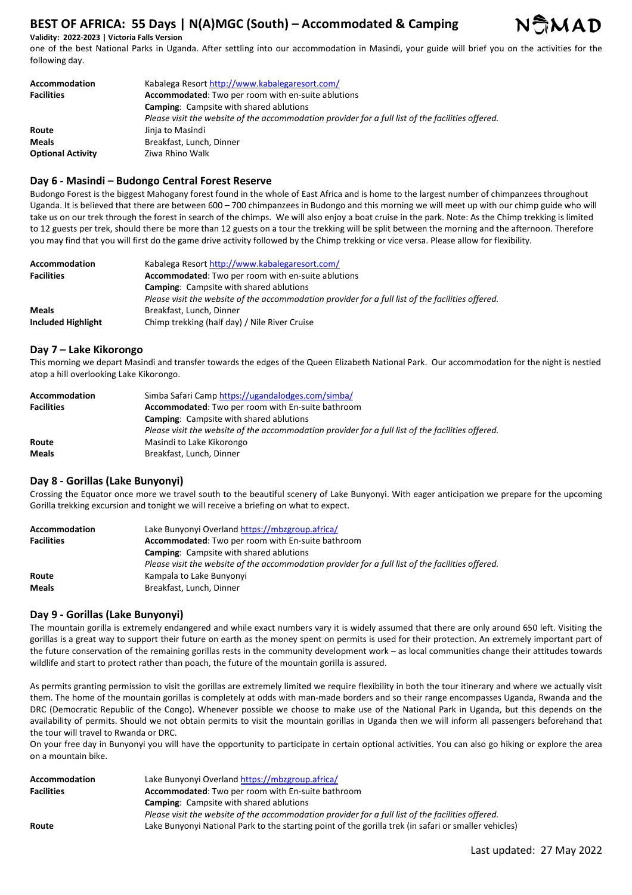one of the best National Parks in Uganda. After settling into our accommodation in Masindi, your guide will brief you on the activities for the following day.

| | |
|---|---|
| **Accommodation** | Kabalega Resort http://www.kabalegaresort.com/ |
| **Facilities** | **Accommodated**: Two per room with en-suite ablutions<br>**Camping**: Campsite with shared ablutions<br>*Please visit the website of the accommodation provider for a full list of the facilities offered.* |
| **Route** | Jinja to Masindi |
| **Meals** | Breakfast, Lunch, Dinner |
| **Optional Activity** | Ziwa Rhino Walk |

### Day 6 - Masindi – Budongo Central Forest Reserve

Budongo Forest is the biggest Mahogany forest found in the whole of East Africa and is home to the largest number of chimpanzees throughout Uganda. It is believed that there are between 600 – 700 chimpanzees in Budongo and this morning we will meet up with our chimp guide who will take us on our trek through the forest in search of the chimps. We will also enjoy a boat cruise in the park. Note: As the Chimp trekking is limited to 12 guests per trek, should there be more than 12 guests on a tour the trekking will be split between the morning and the afternoon. Therefore you may find that you will first do the game drive activity followed by the Chimp trekking or vice versa. Please allow for flexibility.

| | |
|---|---|
| **Accommodation** | Kabalega Resort http://www.kabalegaresort.com/ |
| **Facilities** | **Accommodated**: Two per room with en-suite ablutions<br>**Camping**: Campsite with shared ablutions<br>*Please visit the website of the accommodation provider for a full list of the facilities offered.* |
| **Meals** | Breakfast, Lunch, Dinner |
| **Included Highlight** | Chimp trekking (half day) / Nile River Cruise |

### Day 7 – Lake Kikorongo

This morning we depart Masindi and transfer towards the edges of the Queen Elizabeth National Park. Our accommodation for the night is nestled atop a hill overlooking Lake Kikorongo.

| | |
|---|---|
| **Accommodation** | Simba Safari Camp https://ugandalodges.com/simba/ |
| **Facilities** | **Accommodated**: Two per room with En-suite bathroom<br>**Camping**: Campsite with shared ablutions<br>*Please visit the website of the accommodation provider for a full list of the facilities offered.* |
| **Route** | Masindi to Lake Kikorongo |
| **Meals** | Breakfast, Lunch, Dinner |

### Day 8 - Gorillas (Lake Bunyonyi)

Crossing the Equator once more we travel south to the beautiful scenery of Lake Bunyonyi. With eager anticipation we prepare for the upcoming Gorilla trekking excursion and tonight we will receive a briefing on what to expect.

| | |
|---|---|
| **Accommodation** | Lake Bunyonyi Overland https://mbzgroup.africa/ |
| **Facilities** | **Accommodated**: Two per room with En-suite bathroom<br>**Camping**: Campsite with shared ablutions<br>*Please visit the website of the accommodation provider for a full list of the facilities offered.* |
| **Route** | Kampala to Lake Bunyonyi |
| **Meals** | Breakfast, Lunch, Dinner |

### Day 9 - Gorillas (Lake Bunyonyi)

The mountain gorilla is extremely endangered and while exact numbers vary it is widely assumed that there are only around 650 left. Visiting the gorillas is a great way to support their future on earth as the money spent on permits is used for their protection. An extremely important part of the future conservation of the remaining gorillas rests in the community development work – as local communities change their attitudes towards wildlife and start to protect rather than poach, the future of the mountain gorilla is assured.

As permits granting permission to visit the gorillas are extremely limited we require flexibility in both the tour itinerary and where we actually visit them. The home of the mountain gorillas is completely at odds with man-made borders and so their range encompasses Uganda, Rwanda and the DRC (Democratic Republic of the Congo). Whenever possible we choose to make use of the National Park in Uganda, but this depends on the availability of permits. Should we not obtain permits to visit the mountain gorillas in Uganda then we will inform all passengers beforehand that the tour will travel to Rwanda or DRC.

On your free day in Bunyonyi you will have the opportunity to participate in certain optional activities. You can also go hiking or explore the area on a mountain bike.

| | |
|---|---|
| **Accommodation** | Lake Bunyonyi Overland https://mbzgroup.africa/ |
| **Facilities** | **Accommodated**: Two per room with En-suite bathroom<br>**Camping**: Campsite with shared ablutions<br>*Please visit the website of the accommodation provider for a full list of the facilities offered.* |
| **Route** | Lake Bunyonyi National Park to the starting point of the gorilla trek (in safari or smaller vehicles) |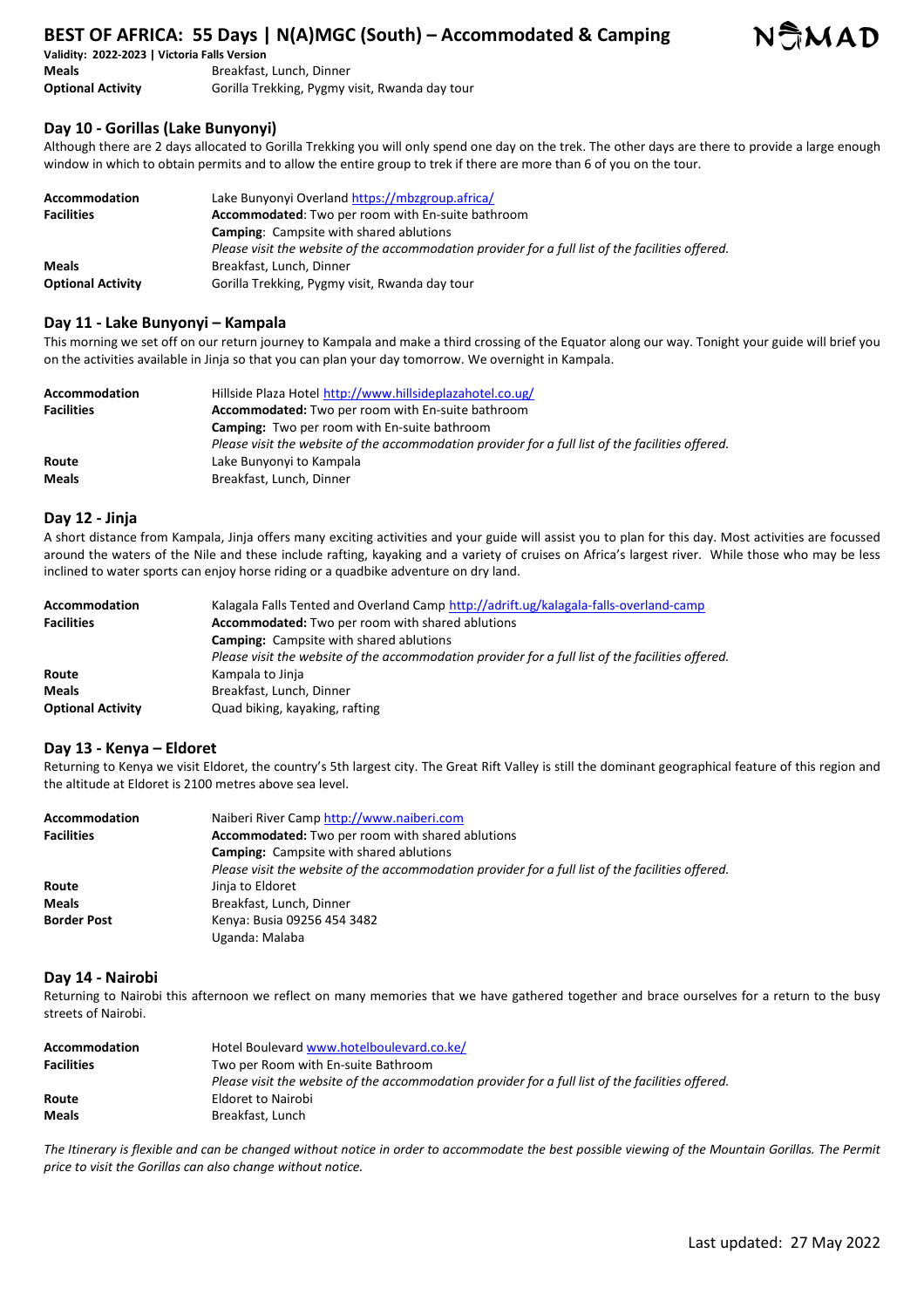# BEST OF AFRICA: 55 Days | N(A)MGC (South) – Accommodated & Camping

**Validity: 2022-2023 | Victoria Falls Version**

| | |
|---|---|
| **Meals** | Breakfast, Lunch, Dinner |
| **Optional Activity** | Gorilla Trekking, Pygmy visit, Rwanda day tour |

## Day 10 - Gorillas (Lake Bunyonyi)

Although there are 2 days allocated to Gorilla Trekking you will only spend one day on the trek. The other days are there to provide a large enough window in which to obtain permits and to allow the entire group to trek if there are more than 6 of you on the tour.

| | |
|---|---|
| **Accommodation** | Lake Bunyonyi Overland https://mbzgroup.africa/ |
| **Facilities** | **Accommodated**: Two per room with En-suite bathroom<br>**Camping**: Campsite with shared ablutions<br>*Please visit the website of the accommodation provider for a full list of the facilities offered.* |
| **Meals** | Breakfast, Lunch, Dinner |
| **Optional Activity** | Gorilla Trekking, Pygmy visit, Rwanda day tour |

## Day 11 - Lake Bunyonyi – Kampala

This morning we set off on our return journey to Kampala and make a third crossing of the Equator along our way. Tonight your guide will brief you on the activities available in Jinja so that you can plan your day tomorrow. We overnight in Kampala.

| | |
|---|---|
| **Accommodation** | Hillside Plaza Hotel http://www.hillsideplazahotel.co.ug/ |
| **Facilities** | **Accommodated:** Two per room with En-suite bathroom<br>**Camping:** Two per room with En-suite bathroom<br>*Please visit the website of the accommodation provider for a full list of the facilities offered.* |
| **Route** | Lake Bunyonyi to Kampala |
| **Meals** | Breakfast, Lunch, Dinner |

## Day 12 - Jinja

A short distance from Kampala, Jinja offers many exciting activities and your guide will assist you to plan for this day. Most activities are focussed around the waters of the Nile and these include rafting, kayaking and a variety of cruises on Africa's largest river. While those who may be less inclined to water sports can enjoy horse riding or a quadbike adventure on dry land.

| | |
|---|---|
| **Accommodation** | Kalagala Falls Tented and Overland Camp http://adrift.ug/kalagala-falls-overland-camp |
| **Facilities** | **Accommodated:** Two per room with shared ablutions<br>**Camping:** Campsite with shared ablutions<br>*Please visit the website of the accommodation provider for a full list of the facilities offered.* |
| **Route** | Kampala to Jinja |
| **Meals** | Breakfast, Lunch, Dinner |
| **Optional Activity** | Quad biking, kayaking, rafting |

## Day 13 - Kenya – Eldoret

Returning to Kenya we visit Eldoret, the country's 5th largest city. The Great Rift Valley is still the dominant geographical feature of this region and the altitude at Eldoret is 2100 metres above sea level.

| | |
|---|---|
| **Accommodation** | Naiberi River Camp http://www.naiberi.com |
| **Facilities** | **Accommodated:** Two per room with shared ablutions<br>**Camping:** Campsite with shared ablutions<br>*Please visit the website of the accommodation provider for a full list of the facilities offered.* |
| **Route** | Jinja to Eldoret |
| **Meals** | Breakfast, Lunch, Dinner |
| **Border Post** | Kenya: Busia 09256 454 3482<br>Uganda: Malaba |

## Day 14 - Nairobi

Returning to Nairobi this afternoon we reflect on many memories that we have gathered together and brace ourselves for a return to the busy streets of Nairobi.

| | |
|---|---|
| **Accommodation** | Hotel Boulevard www.hotelboulevard.co.ke/ |
| **Facilities** | Two per Room with En-suite Bathroom<br>*Please visit the website of the accommodation provider for a full list of the facilities offered.* |
| **Route** | Eldoret to Nairobi |
| **Meals** | Breakfast, Lunch |

*The Itinerary is flexible and can be changed without notice in order to accommodate the best possible viewing of the Mountain Gorillas. The Permit price to visit the Gorillas can also change without notice.*

Last updated: 27 May 2022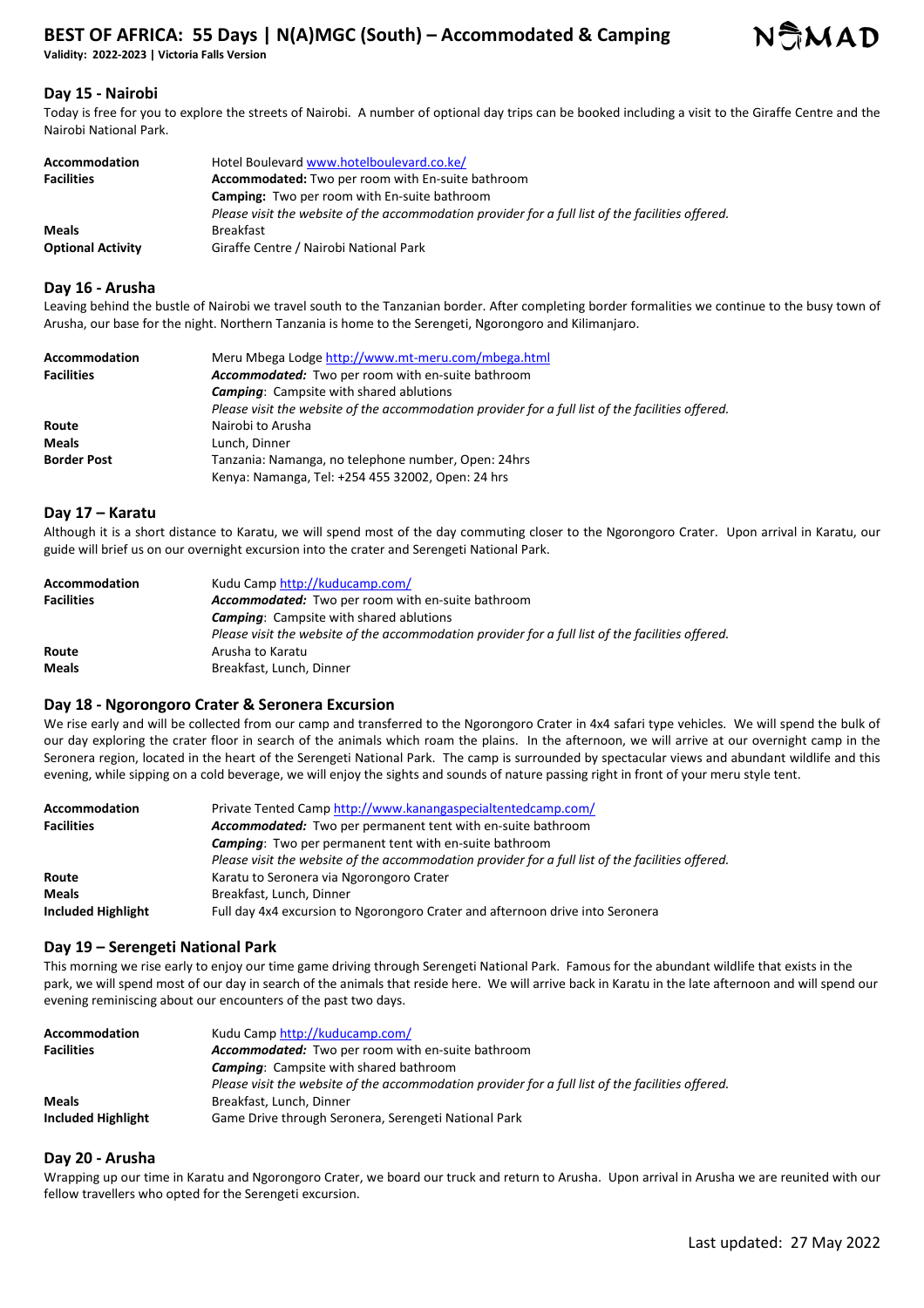## Day 15 - Nairobi

Today is free for you to explore the streets of Nairobi. A number of optional day trips can be booked including a visit to the Giraffe Centre and the Nairobi National Park.

| | |
|---|---|
| **Accommodation** | Hotel Boulevard www.hotelboulevard.co.ke/ |
| **Facilities** | **Accommodated:** Two per room with En-suite bathroom<br>**Camping:** Two per room with En-suite bathroom<br>*Please visit the website of the accommodation provider for a full list of the facilities offered.* |
| **Meals** | Breakfast |
| **Optional Activity** | Giraffe Centre / Nairobi National Park |

## Day 16 - Arusha

Leaving behind the bustle of Nairobi we travel south to the Tanzanian border. After completing border formalities we continue to the busy town of Arusha, our base for the night. Northern Tanzania is home to the Serengeti, Ngorongoro and Kilimanjaro.

| | |
|---|---|
| **Accommodation** | Meru Mbega Lodge http://www.mt-meru.com/mbega.html |
| **Facilities** | ***Accommodated:*** Two per room with en-suite bathroom<br>***Camping***: Campsite with shared ablutions<br>*Please visit the website of the accommodation provider for a full list of the facilities offered.* |
| **Route** | Nairobi to Arusha |
| **Meals** | Lunch, Dinner |
| **Border Post** | Tanzania: Namanga, no telephone number, Open: 24hrs<br>Kenya: Namanga, Tel: +254 455 32002, Open: 24 hrs |

## Day 17 – Karatu

Although it is a short distance to Karatu, we will spend most of the day commuting closer to the Ngorongoro Crater. Upon arrival in Karatu, our guide will brief us on our overnight excursion into the crater and Serengeti National Park.

| | |
|---|---|
| **Accommodation** | Kudu Camp http://kuducamp.com/ |
| **Facilities** | ***Accommodated:*** Two per room with en-suite bathroom<br>***Camping***: Campsite with shared ablutions<br>*Please visit the website of the accommodation provider for a full list of the facilities offered.* |
| **Route** | Arusha to Karatu |
| **Meals** | Breakfast, Lunch, Dinner |

## Day 18 - Ngorongoro Crater & Seronera Excursion

We rise early and will be collected from our camp and transferred to the Ngorongoro Crater in 4x4 safari type vehicles. We will spend the bulk of our day exploring the crater floor in search of the animals which roam the plains. In the afternoon, we will arrive at our overnight camp in the Seronera region, located in the heart of the Serengeti National Park. The camp is surrounded by spectacular views and abundant wildlife and this evening, while sipping on a cold beverage, we will enjoy the sights and sounds of nature passing right in front of your meru style tent.

| | |
|---|---|
| **Accommodation** | Private Tented Camp http://www.kanangaspecialtentedcamp.com/ |
| **Facilities** | ***Accommodated:*** Two per permanent tent with en-suite bathroom<br>***Camping***: Two per permanent tent with en-suite bathroom<br>*Please visit the website of the accommodation provider for a full list of the facilities offered.* |
| **Route** | Karatu to Seronera via Ngorongoro Crater |
| **Meals** | Breakfast, Lunch, Dinner |
| **Included Highlight** | Full day 4x4 excursion to Ngorongoro Crater and afternoon drive into Seronera |

## Day 19 – Serengeti National Park

This morning we rise early to enjoy our time game driving through Serengeti National Park. Famous for the abundant wildlife that exists in the park, we will spend most of our day in search of the animals that reside here. We will arrive back in Karatu in the late afternoon and will spend our evening reminiscing about our encounters of the past two days.

| | |
|---|---|
| **Accommodation** | Kudu Camp http://kuducamp.com/ |
| **Facilities** | ***Accommodated:*** Two per room with en-suite bathroom<br>***Camping***: Campsite with shared bathroom<br>*Please visit the website of the accommodation provider for a full list of the facilities offered.* |
| **Meals** | Breakfast, Lunch, Dinner |
| **Included Highlight** | Game Drive through Seronera, Serengeti National Park |

## Day 20 - Arusha

Wrapping up our time in Karatu and Ngorongoro Crater, we board our truck and return to Arusha. Upon arrival in Arusha we are reunited with our fellow travellers who opted for the Serengeti excursion.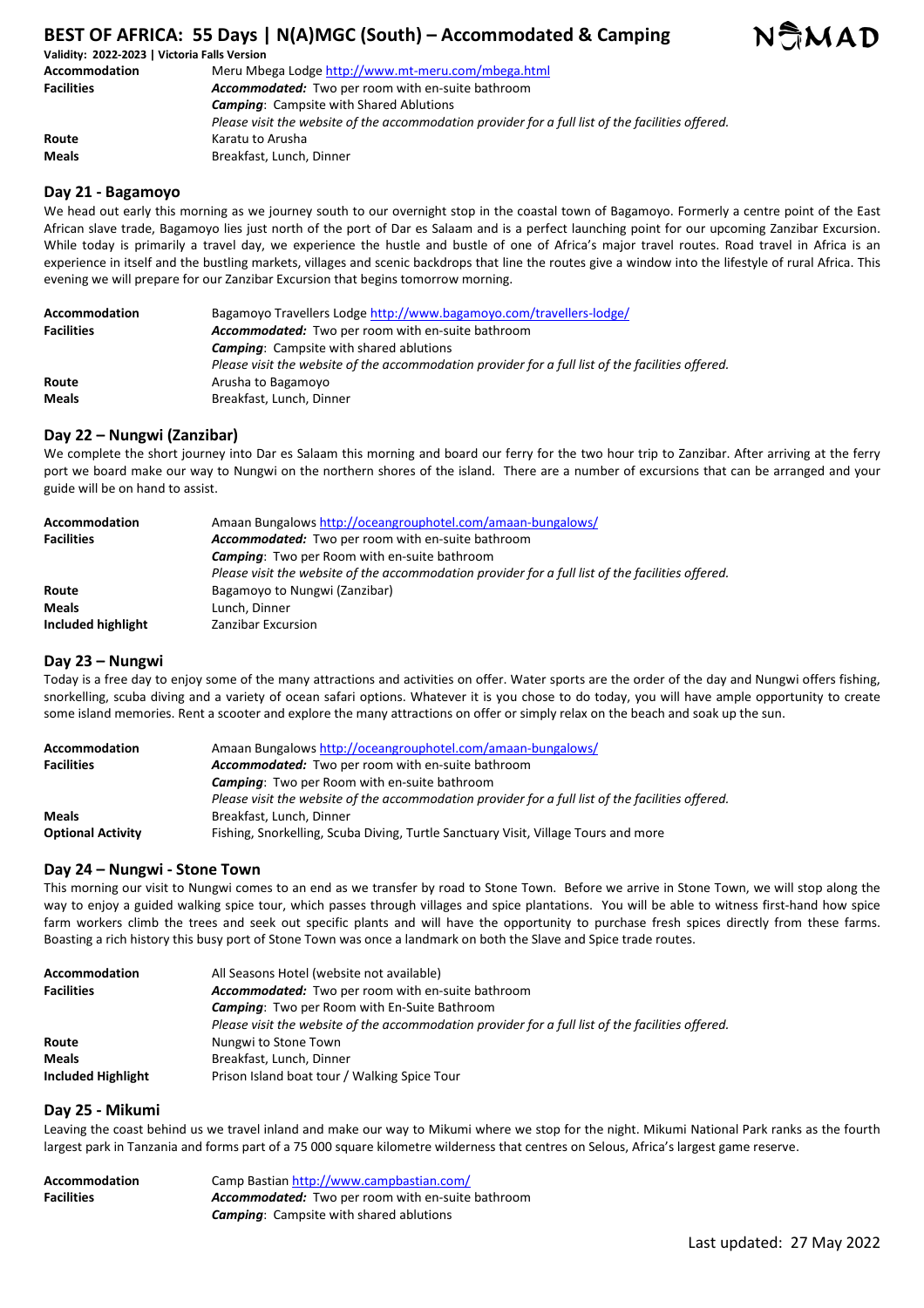# BEST OF AFRICA: 55 Days | N(A)MGC (South) – Accommodated & Camping

**Validity: 2022-2023 | Victoria Falls Version**

| | |
|---|---|
| **Accommodation** | Meru Mbega Lodge http://www.mt-meru.com/mbega.html |
| **Facilities** | ***Accommodated:*** Two per room with en-suite bathroom |
| | ***Camping***: Campsite with Shared Ablutions |
| | *Please visit the website of the accommodation provider for a full list of the facilities offered.* |
| **Route** | Karatu to Arusha |
| **Meals** | Breakfast, Lunch, Dinner |

## Day 21 - Bagamoyo

We head out early this morning as we journey south to our overnight stop in the coastal town of Bagamoyo. Formerly a centre point of the East African slave trade, Bagamoyo lies just north of the port of Dar es Salaam and is a perfect launching point for our upcoming Zanzibar Excursion. While today is primarily a travel day, we experience the hustle and bustle of one of Africa's major travel routes. Road travel in Africa is an experience in itself and the bustling markets, villages and scenic backdrops that line the routes give a window into the lifestyle of rural Africa. This evening we will prepare for our Zanzibar Excursion that begins tomorrow morning.

| | |
|---|---|
| **Accommodation** | Bagamoyo Travellers Lodge http://www.bagamoyo.com/travellers-lodge/ |
| **Facilities** | ***Accommodated:*** Two per room with en-suite bathroom |
| | ***Camping***: Campsite with shared ablutions |
| | *Please visit the website of the accommodation provider for a full list of the facilities offered.* |
| **Route** | Arusha to Bagamoyo |
| **Meals** | Breakfast, Lunch, Dinner |

## Day 22 – Nungwi (Zanzibar)

We complete the short journey into Dar es Salaam this morning and board our ferry for the two hour trip to Zanzibar. After arriving at the ferry port we board make our way to Nungwi on the northern shores of the island. There are a number of excursions that can be arranged and your guide will be on hand to assist.

| | |
|---|---|
| **Accommodation** | Amaan Bungalows http://oceangrouphotel.com/amaan-bungalows/ |
| **Facilities** | ***Accommodated:*** Two per room with en-suite bathroom |
| | ***Camping***: Two per Room with en-suite bathroom |
| | *Please visit the website of the accommodation provider for a full list of the facilities offered.* |
| **Route** | Bagamoyo to Nungwi (Zanzibar) |
| **Meals** | Lunch, Dinner |
| **Included highlight** | Zanzibar Excursion |

## Day 23 – Nungwi

Today is a free day to enjoy some of the many attractions and activities on offer. Water sports are the order of the day and Nungwi offers fishing, snorkelling, scuba diving and a variety of ocean safari options. Whatever it is you chose to do today, you will have ample opportunity to create some island memories. Rent a scooter and explore the many attractions on offer or simply relax on the beach and soak up the sun.

| | |
|---|---|
| **Accommodation** | Amaan Bungalows http://oceangrouphotel.com/amaan-bungalows/ |
| **Facilities** | ***Accommodated:*** Two per room with en-suite bathroom |
| | ***Camping***: Two per Room with en-suite bathroom |
| | *Please visit the website of the accommodation provider for a full list of the facilities offered.* |
| **Meals** | Breakfast, Lunch, Dinner |
| **Optional Activity** | Fishing, Snorkelling, Scuba Diving, Turtle Sanctuary Visit, Village Tours and more |

## Day 24 – Nungwi - Stone Town

This morning our visit to Nungwi comes to an end as we transfer by road to Stone Town. Before we arrive in Stone Town, we will stop along the way to enjoy a guided walking spice tour, which passes through villages and spice plantations. You will be able to witness first-hand how spice farm workers climb the trees and seek out specific plants and will have the opportunity to purchase fresh spices directly from these farms. Boasting a rich history this busy port of Stone Town was once a landmark on both the Slave and Spice trade routes.

| | |
|---|---|
| **Accommodation** | All Seasons Hotel (website not available) |
| **Facilities** | ***Accommodated:*** Two per room with en-suite bathroom |
| | ***Camping***: Two per Room with En-Suite Bathroom |
| | *Please visit the website of the accommodation provider for a full list of the facilities offered.* |
| **Route** | Nungwi to Stone Town |
| **Meals** | Breakfast, Lunch, Dinner |
| **Included Highlight** | Prison Island boat tour / Walking Spice Tour |

## Day 25 - Mikumi

Leaving the coast behind us we travel inland and make our way to Mikumi where we stop for the night. Mikumi National Park ranks as the fourth largest park in Tanzania and forms part of a 75 000 square kilometre wilderness that centres on Selous, Africa's largest game reserve.

| | |
|---|---|
| **Accommodation** | Camp Bastian http://www.campbastian.com/ |
| **Facilities** | ***Accommodated:*** Two per room with en-suite bathroom |
| | ***Camping***: Campsite with shared ablutions |

Last updated: 27 May 2022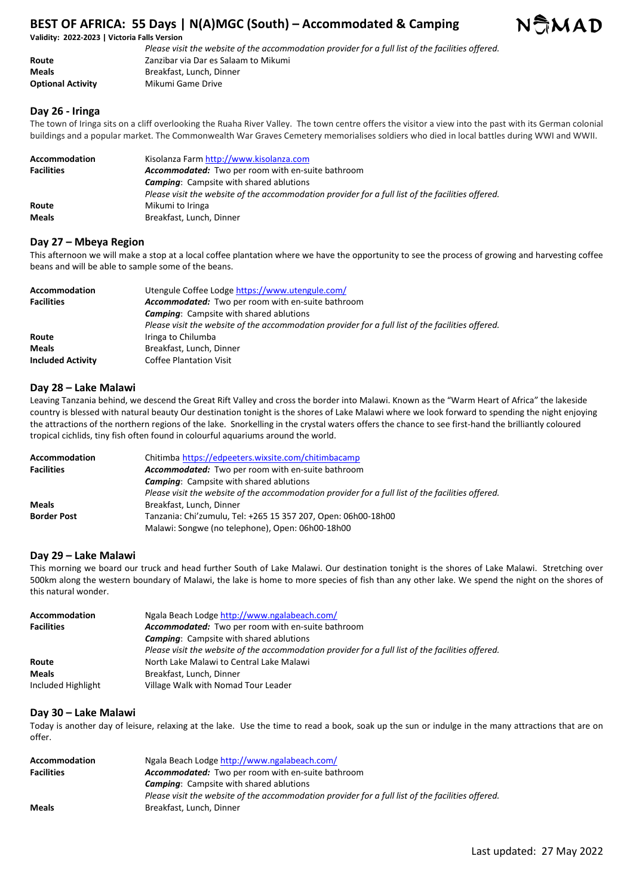*Please visit the website of the accommodation provider for a full list of the facilities offered.*

| | |
|---|---|
| **Route** | Zanzibar via Dar es Salaam to Mikumi |
| **Meals** | Breakfast, Lunch, Dinner |
| **Optional Activity** | Mikumi Game Drive |

## Day 26 - Iringa

The town of Iringa sits on a cliff overlooking the Ruaha River Valley. The town centre offers the visitor a view into the past with its German colonial buildings and a popular market. The Commonwealth War Graves Cemetery memorialises soldiers who died in local battles during WWI and WWII.

| | |
|---|---|
| **Accommodation** | Kisolanza Farm http://www.kisolanza.com |
| **Facilities** | ***Accommodated:*** Two per room with en-suite bathroom |
| | ***Camping***: Campsite with shared ablutions |
| | *Please visit the website of the accommodation provider for a full list of the facilities offered.* |
| **Route** | Mikumi to Iringa |
| **Meals** | Breakfast, Lunch, Dinner |

## Day 27 – Mbeya Region

This afternoon we will make a stop at a local coffee plantation where we have the opportunity to see the process of growing and harvesting coffee beans and will be able to sample some of the beans.

| | |
|---|---|
| **Accommodation** | Utengule Coffee Lodge https://www.utengule.com/ |
| **Facilities** | ***Accommodated:*** Two per room with en-suite bathroom |
| | ***Camping***: Campsite with shared ablutions |
| | *Please visit the website of the accommodation provider for a full list of the facilities offered.* |
| **Route** | Iringa to Chilumba |
| **Meals** | Breakfast, Lunch, Dinner |
| **Included Activity** | Coffee Plantation Visit |

## Day 28 – Lake Malawi

Leaving Tanzania behind, we descend the Great Rift Valley and cross the border into Malawi. Known as the "Warm Heart of Africa" the lakeside country is blessed with natural beauty Our destination tonight is the shores of Lake Malawi where we look forward to spending the night enjoying the attractions of the northern regions of the lake. Snorkelling in the crystal waters offers the chance to see first-hand the brilliantly coloured tropical cichlids, tiny fish often found in colourful aquariums around the world.

| | |
|---|---|
| **Accommodation** | Chitimba https://edpeeters.wixsite.com/chitimbacamp |
| **Facilities** | ***Accommodated:*** Two per room with en-suite bathroom |
| | ***Camping***: Campsite with shared ablutions |
| | *Please visit the website of the accommodation provider for a full list of the facilities offered.* |
| **Meals** | Breakfast, Lunch, Dinner |
| **Border Post** | Tanzania: Chi'zumulu, Tel: +265 15 357 207, Open: 06h00-18h00 |
| | Malawi: Songwe (no telephone), Open: 06h00-18h00 |

## Day 29 – Lake Malawi

This morning we board our truck and head further South of Lake Malawi. Our destination tonight is the shores of Lake Malawi. Stretching over 500km along the western boundary of Malawi, the lake is home to more species of fish than any other lake. We spend the night on the shores of this natural wonder.

| | |
|---|---|
| **Accommodation** | Ngala Beach Lodge http://www.ngalabeach.com/ |
| **Facilities** | ***Accommodated:*** Two per room with en-suite bathroom |
| | ***Camping***: Campsite with shared ablutions |
| | *Please visit the website of the accommodation provider for a full list of the facilities offered.* |
| **Route** | North Lake Malawi to Central Lake Malawi |
| **Meals** | Breakfast, Lunch, Dinner |
| Included Highlight | Village Walk with Nomad Tour Leader |

## Day 30 – Lake Malawi

Today is another day of leisure, relaxing at the lake. Use the time to read a book, soak up the sun or indulge in the many attractions that are on offer.

| | |
|---|---|
| **Accommodation** | Ngala Beach Lodge http://www.ngalabeach.com/ |
| **Facilities** | ***Accommodated:*** Two per room with en-suite bathroom |
| | ***Camping***: Campsite with shared ablutions |
| | *Please visit the website of the accommodation provider for a full list of the facilities offered.* |
| **Meals** | Breakfast, Lunch, Dinner |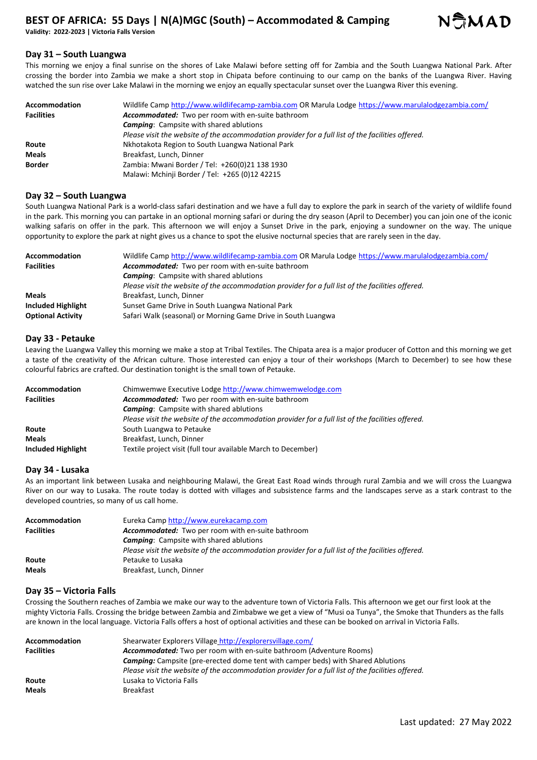## Day 31 – South Luangwa

This morning we enjoy a final sunrise on the shores of Lake Malawi before setting off for Zambia and the South Luangwa National Park. After crossing the border into Zambia we make a short stop in Chipata before continuing to our camp on the banks of the Luangwa River. Having watched the sun rise over Lake Malawi in the morning we enjoy an equally spectacular sunset over the Luangwa River this evening.

| | |
|---|---|
| **Accommodation** | Wildlife Camp http://www.wildlifecamp-zambia.com OR Marula Lodge https://www.marulalodgezambia.com/ |
| **Facilities** | ***Accommodated:*** Two per room with en-suite bathroom<br>***Camping***: Campsite with shared ablutions<br>*Please visit the website of the accommodation provider for a full list of the facilities offered.* |
| **Route** | Nkhotakota Region to South Luangwa National Park |
| **Meals** | Breakfast, Lunch, Dinner |
| **Border** | Zambia: Mwani Border / Tel: +260(0)21 138 1930<br>Malawi: Mchinji Border / Tel: +265 (0)12 42215 |

## Day 32 – South Luangwa

South Luangwa National Park is a world-class safari destination and we have a full day to explore the park in search of the variety of wildlife found in the park. This morning you can partake in an optional morning safari or during the dry season (April to December) you can join one of the iconic walking safaris on offer in the park. This afternoon we will enjoy a Sunset Drive in the park, enjoying a sundowner on the way. The unique opportunity to explore the park at night gives us a chance to spot the elusive nocturnal species that are rarely seen in the day.

| | |
|---|---|
| **Accommodation** | Wildlife Camp http://www.wildlifecamp-zambia.com OR Marula Lodge https://www.marulalodgezambia.com/ |
| **Facilities** | ***Accommodated:*** Two per room with en-suite bathroom<br>***Camping***: Campsite with shared ablutions<br>*Please visit the website of the accommodation provider for a full list of the facilities offered.* |
| **Meals** | Breakfast, Lunch, Dinner |
| **Included Highlight** | Sunset Game Drive in South Luangwa National Park |
| **Optional Activity** | Safari Walk (seasonal) or Morning Game Drive in South Luangwa |

## Day 33 - Petauke

Leaving the Luangwa Valley this morning we make a stop at Tribal Textiles. The Chipata area is a major producer of Cotton and this morning we get a taste of the creativity of the African culture. Those interested can enjoy a tour of their workshops (March to December) to see how these colourful fabrics are crafted. Our destination tonight is the small town of Petauke.

| | |
|---|---|
| **Accommodation** | Chimwemwe Executive Lodge http://www.chimwemwelodge.com |
| **Facilities** | ***Accommodated:*** Two per room with en-suite bathroom<br>***Camping***: Campsite with shared ablutions<br>*Please visit the website of the accommodation provider for a full list of the facilities offered.* |
| **Route** | South Luangwa to Petauke |
| **Meals** | Breakfast, Lunch, Dinner |
| **Included Highlight** | Textile project visit (full tour available March to December) |

## Day 34 - Lusaka

As an important link between Lusaka and neighbouring Malawi, the Great East Road winds through rural Zambia and we will cross the Luangwa River on our way to Lusaka. The route today is dotted with villages and subsistence farms and the landscapes serve as a stark contrast to the developed countries, so many of us call home.

| | |
|---|---|
| **Accommodation** | Eureka Camp http://www.eurekacamp.com |
| **Facilities** | ***Accommodated:*** Two per room with en-suite bathroom<br>***Camping***: Campsite with shared ablutions<br>*Please visit the website of the accommodation provider for a full list of the facilities offered.* |
| **Route** | Petauke to Lusaka |
| **Meals** | Breakfast, Lunch, Dinner |

## Day 35 – Victoria Falls

Crossing the Southern reaches of Zambia we make our way to the adventure town of Victoria Falls. This afternoon we get our first look at the mighty Victoria Falls. Crossing the bridge between Zambia and Zimbabwe we get a view of "Musi oa Tunya", the Smoke that Thunders as the falls are known in the local language. Victoria Falls offers a host of optional activities and these can be booked on arrival in Victoria Falls.

| | |
|---|---|
| **Accommodation** | Shearwater Explorers Village http://explorersvillage.com/ |
| **Facilities** | ***Accommodated:*** Two per room with en-suite bathroom (Adventure Rooms)<br>***Camping:*** Campsite (pre-erected dome tent with camper beds) with Shared Ablutions<br>*Please visit the website of the accommodation provider for a full list of the facilities offered.* |
| **Route** | Lusaka to Victoria Falls |
| **Meals** | Breakfast |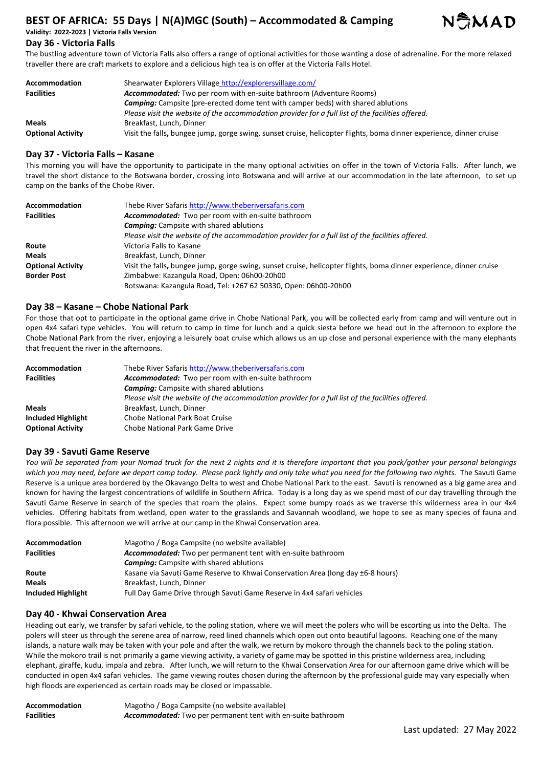## Day 36 - Victoria Falls

The bustling adventure town of Victoria Falls also offers a range of optional activities for those wanting a dose of adrenaline. For the more relaxed traveller there are craft markets to explore and a delicious high tea is on offer at the Victoria Falls Hotel.

| | |
|---|---|
| **Accommodation** | Shearwater Explorers Village http://explorersvillage.com/ |
| **Facilities** | ***Accommodated:*** Two per room with en-suite bathroom (Adventure Rooms) |
| | ***Camping:*** Campsite (pre-erected dome tent with camper beds) with shared ablutions |
| | *Please visit the website of the accommodation provider for a full list of the facilities offered.* |
| **Meals** | Breakfast, Lunch, Dinner |
| **Optional Activity** | Visit the falls, bungee jump, gorge swing, sunset cruise, helicopter flights, boma dinner experience, dinner cruise |

## Day 37 - Victoria Falls – Kasane

This morning you will have the opportunity to participate in the many optional activities on offer in the town of Victoria Falls. After lunch, we travel the short distance to the Botswana border, crossing into Botswana and will arrive at our accommodation in the late afternoon, to set up camp on the banks of the Chobe River.

| | |
|---|---|
| **Accommodation** | Thebe River Safaris http://www.theberiversafaris.com |
| **Facilities** | ***Accommodated:*** Two per room with en-suite bathroom |
| | ***Camping:*** Campsite with shared ablutions |
| | *Please visit the website of the accommodation provider for a full list of the facilities offered.* |
| **Route** | Victoria Falls to Kasane |
| **Meals** | Breakfast, Lunch, Dinner |
| **Optional Activity** | Visit the falls, bungee jump, gorge swing, sunset cruise, helicopter flights, boma dinner experience, dinner cruise |
| **Border Post** | Zimbabwe: Kazangula Road, Open: 06h00-20h00 |
| | Botswana: Kazangula Road, Tel: +267 62 50330, Open: 06h00-20h00 |

## Day 38 – Kasane – Chobe National Park

For those that opt to participate in the optional game drive in Chobe National Park, you will be collected early from camp and will venture out in open 4x4 safari type vehicles. You will return to camp in time for lunch and a quick siesta before we head out in the afternoon to explore the Chobe National Park from the river, enjoying a leisurely boat cruise which allows us an up close and personal experience with the many elephants that frequent the river in the afternoons.

| | |
|---|---|
| **Accommodation** | Thebe River Safaris http://www.theberiversafaris.com |
| **Facilities** | ***Accommodated:*** Two per room with en-suite bathroom |
| | ***Camping:*** Campsite with shared ablutions |
| | *Please visit the website of the accommodation provider for a full list of the facilities offered.* |
| **Meals** | Breakfast, Lunch, Dinner |
| **Included Highlight** | Chobe National Park Boat Cruise |
| **Optional Activity** | Chobe National Park Game Drive |

## Day 39 - Savuti Game Reserve

*You will be separated from your Nomad truck for the next 2 nights and it is therefore important that you pack/gather your personal belongings which you may need, before we depart camp today. Please pack lightly and only take what you need for the following two nights.* The Savuti Game Reserve is a unique area bordered by the Okavango Delta to west and Chobe National Park to the east. Savuti is renowned as a big game area and known for having the largest concentrations of wildlife in Southern Africa. Today is a long day as we spend most of our day travelling through the Savuti Game Reserve in search of the species that roam the plains. Expect some bumpy roads as we traverse this wilderness area in our 4x4 vehicles. Offering habitats from wetland, open water to the grasslands and Savannah woodland, we hope to see as many species of fauna and flora possible. This afternoon we will arrive at our camp in the Khwai Conservation area.

| | |
|---|---|
| **Accommodation** | Magotho / Boga Campsite (no website available) |
| **Facilities** | ***Accommodated:*** Two per permanent tent with en-suite bathroom |
| | ***Camping:*** Campsite with shared ablutions |
| **Route** | Kasane via Savuti Game Reserve to Khwai Conservation Area (long day ±6-8 hours) |
| **Meals** | Breakfast, Lunch, Dinner |
| **Included Highlight** | Full Day Game Drive through Savuti Game Reserve in 4x4 safari vehicles |

## Day 40 - Khwai Conservation Area

Heading out early, we transfer by safari vehicle, to the poling station, where we will meet the polers who will be escorting us into the Delta. The polers will steer us through the serene area of narrow, reed lined channels which open out onto beautiful lagoons. Reaching one of the many islands, a nature walk may be taken with your pole and after the walk, we return by mokoro through the channels back to the poling station. While the mokoro trail is not primarily a game viewing activity, a variety of game may be spotted in this pristine wilderness area, including elephant, giraffe, kudu, impala and zebra. After lunch, we will return to the Khwai Conservation Area for our afternoon game drive which will be conducted in open 4x4 safari vehicles. The game viewing routes chosen during the afternoon by the professional guide may vary especially when high floods are experienced as certain roads may be closed or impassable.

| | |
|---|---|
| **Accommodation** | Magotho / Boga Campsite (no website available) |
| **Facilities** | ***Accommodated:*** Two per permanent tent with en-suite bathroom |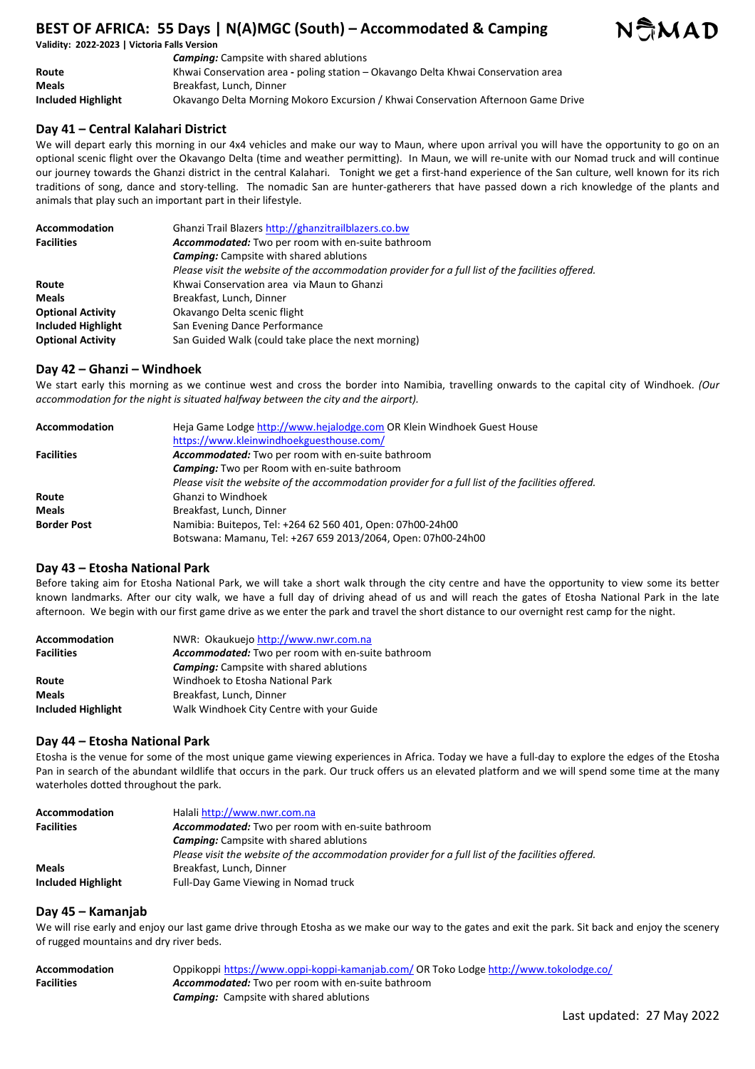| | |
|---|---|
| | ***Camping:*** Campsite with shared ablutions |
| **Route** | Khwai Conservation area **-** poling station – Okavango Delta Khwai Conservation area |
| **Meals** | Breakfast, Lunch, Dinner |
| **Included Highlight** | Okavango Delta Morning Mokoro Excursion / Khwai Conservation Afternoon Game Drive |

## Day 41 – Central Kalahari District

We will depart early this morning in our 4x4 vehicles and make our way to Maun, where upon arrival you will have the opportunity to go on an optional scenic flight over the Okavango Delta (time and weather permitting). In Maun, we will re-unite with our Nomad truck and will continue our journey towards the Ghanzi district in the central Kalahari. Tonight we get a first-hand experience of the San culture, well known for its rich traditions of song, dance and story-telling. The nomadic San are hunter-gatherers that have passed down a rich knowledge of the plants and animals that play such an important part in their lifestyle.

| | |
|---|---|
| **Accommodation** | Ghanzi Trail Blazers http://ghanzitrailblazers.co.bw |
| **Facilities** | ***Accommodated:*** Two per room with en-suite bathroom |
| | ***Camping:*** Campsite with shared ablutions |
| | *Please visit the website of the accommodation provider for a full list of the facilities offered.* |
| **Route** | Khwai Conservation area via Maun to Ghanzi |
| **Meals** | Breakfast, Lunch, Dinner |
| **Optional Activity** | Okavango Delta scenic flight |
| **Included Highlight** | San Evening Dance Performance |
| **Optional Activity** | San Guided Walk (could take place the next morning) |

## Day 42 – Ghanzi – Windhoek

We start early this morning as we continue west and cross the border into Namibia, travelling onwards to the capital city of Windhoek. *(Our accommodation for the night is situated halfway between the city and the airport).*

| | |
|---|---|
| **Accommodation** | Heja Game Lodge http://www.hejalodge.com OR Klein Windhoek Guest House https://www.kleinwindhoekguesthouse.com/ |
| **Facilities** | ***Accommodated:*** Two per room with en-suite bathroom |
| | ***Camping:*** Two per Room with en-suite bathroom |
| | *Please visit the website of the accommodation provider for a full list of the facilities offered.* |
| **Route** | Ghanzi to Windhoek |
| **Meals** | Breakfast, Lunch, Dinner |
| **Border Post** | Namibia: Buitepos, Tel: +264 62 560 401, Open: 07h00-24h00 |
| | Botswana: Mamanu, Tel: +267 659 2013/2064, Open: 07h00-24h00 |

## Day 43 – Etosha National Park

Before taking aim for Etosha National Park, we will take a short walk through the city centre and have the opportunity to view some its better known landmarks. After our city walk, we have a full day of driving ahead of us and will reach the gates of Etosha National Park in the late afternoon. We begin with our first game drive as we enter the park and travel the short distance to our overnight rest camp for the night.

| | |
|---|---|
| **Accommodation** | NWR: Okaukuejo http://www.nwr.com.na |
| **Facilities** | ***Accommodated:*** Two per room with en-suite bathroom |
| | ***Camping:*** Campsite with shared ablutions |
| **Route** | Windhoek to Etosha National Park |
| **Meals** | Breakfast, Lunch, Dinner |
| **Included Highlight** | Walk Windhoek City Centre with your Guide |

## Day 44 – Etosha National Park

Etosha is the venue for some of the most unique game viewing experiences in Africa. Today we have a full-day to explore the edges of the Etosha Pan in search of the abundant wildlife that occurs in the park. Our truck offers us an elevated platform and we will spend some time at the many waterholes dotted throughout the park.

| | |
|---|---|
| **Accommodation** | Halali http://www.nwr.com.na |
| **Facilities** | ***Accommodated:*** Two per room with en-suite bathroom |
| | ***Camping:*** Campsite with shared ablutions |
| | *Please visit the website of the accommodation provider for a full list of the facilities offered.* |
| **Meals** | Breakfast, Lunch, Dinner |
| **Included Highlight** | Full-Day Game Viewing in Nomad truck |

## Day 45 – Kamanjab

We will rise early and enjoy our last game drive through Etosha as we make our way to the gates and exit the park. Sit back and enjoy the scenery of rugged mountains and dry river beds.

| | |
|---|---|
| **Accommodation** | Oppikoppi https://www.oppi-koppi-kamanjab.com/ OR Toko Lodge http://www.tokolodge.co/ |
| **Facilities** | ***Accommodated:*** Two per room with en-suite bathroom |
| | ***Camping:*** Campsite with shared ablutions |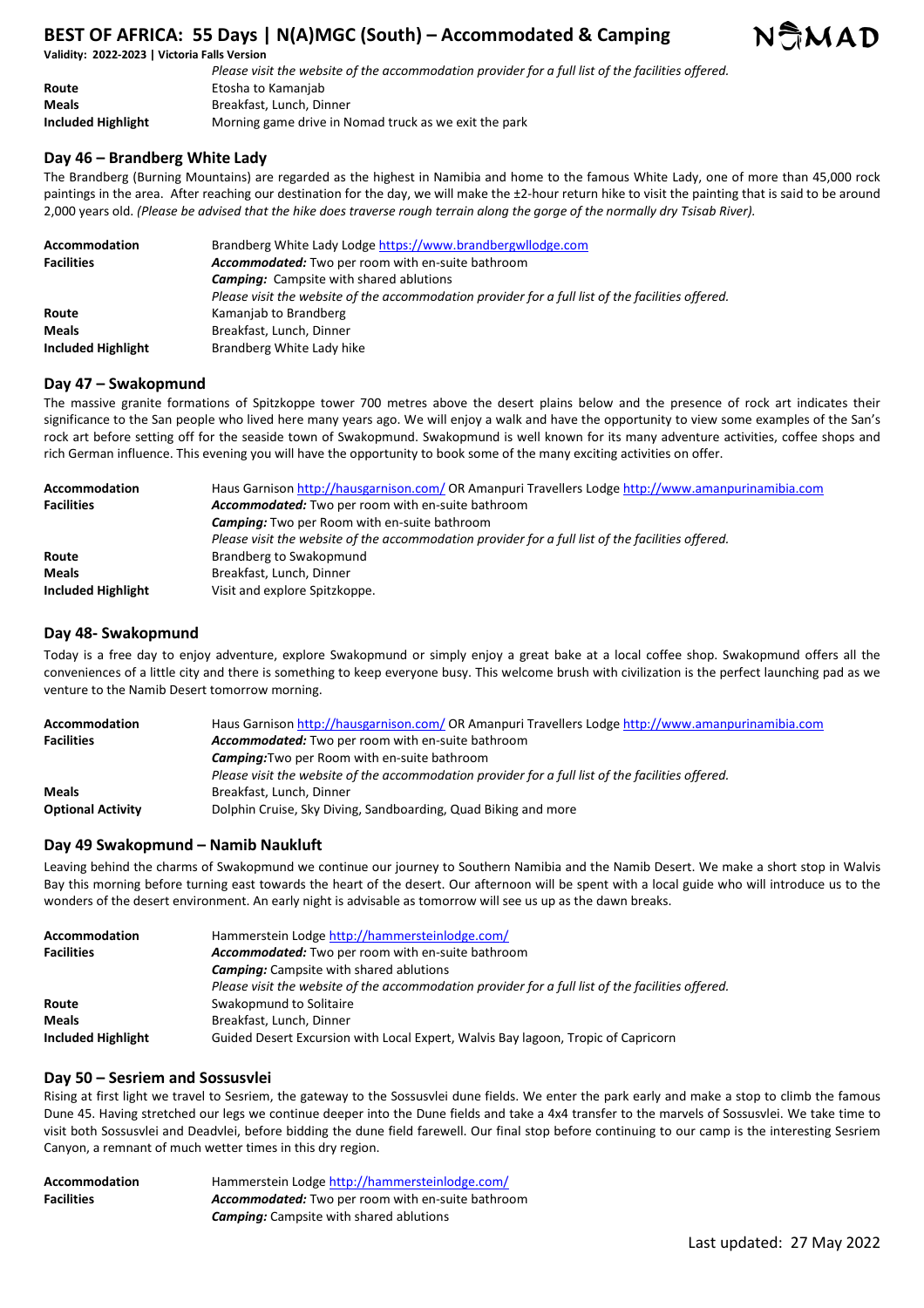*Please visit the website of the accommodation provider for a full list of the facilities offered.*

| | |
|---|---|
| **Route** | Etosha to Kamanjab |
| **Meals** | Breakfast, Lunch, Dinner |
| **Included Highlight** | Morning game drive in Nomad truck as we exit the park |

## Day 46 – Brandberg White Lady

The Brandberg (Burning Mountains) are regarded as the highest in Namibia and home to the famous White Lady, one of more than 45,000 rock paintings in the area. After reaching our destination for the day, we will make the ±2-hour return hike to visit the painting that is said to be around 2,000 years old. *(Please be advised that the hike does traverse rough terrain along the gorge of the normally dry Tsisab River).*

| | |
|---|---|
| **Accommodation** | Brandberg White Lady Lodge https://www.brandbergwllodge.com |
| **Facilities** | ***Accommodated:*** Two per room with en-suite bathroom<br>***Camping:*** Campsite with shared ablutions<br>*Please visit the website of the accommodation provider for a full list of the facilities offered.* |
| **Route** | Kamanjab to Brandberg |
| **Meals** | Breakfast, Lunch, Dinner |
| **Included Highlight** | Brandberg White Lady hike |

## Day 47 – Swakopmund

The massive granite formations of Spitzkoppe tower 700 metres above the desert plains below and the presence of rock art indicates their significance to the San people who lived here many years ago. We will enjoy a walk and have the opportunity to view some examples of the San's rock art before setting off for the seaside town of Swakopmund. Swakopmund is well known for its many adventure activities, coffee shops and rich German influence. This evening you will have the opportunity to book some of the many exciting activities on offer.

| | |
|---|---|
| **Accommodation** | Haus Garnison http://hausgarnison.com/ OR Amanpuri Travellers Lodge http://www.amanpurinamibia.com |
| **Facilities** | ***Accommodated:*** Two per room with en-suite bathroom<br>***Camping:*** Two per Room with en-suite bathroom<br>*Please visit the website of the accommodation provider for a full list of the facilities offered.* |
| **Route** | Brandberg to Swakopmund |
| **Meals** | Breakfast, Lunch, Dinner |
| **Included Highlight** | Visit and explore Spitzkoppe. |

## Day 48- Swakopmund

Today is a free day to enjoy adventure, explore Swakopmund or simply enjoy a great bake at a local coffee shop. Swakopmund offers all the conveniences of a little city and there is something to keep everyone busy. This welcome brush with civilization is the perfect launching pad as we venture to the Namib Desert tomorrow morning.

| | |
|---|---|
| **Accommodation** | Haus Garnison http://hausgarnison.com/ OR Amanpuri Travellers Lodge http://www.amanpurinamibia.com |
| **Facilities** | ***Accommodated:*** Two per room with en-suite bathroom<br>***Camping:***Two per Room with en-suite bathroom<br>*Please visit the website of the accommodation provider for a full list of the facilities offered.* |
| **Meals** | Breakfast, Lunch, Dinner |
| **Optional Activity** | Dolphin Cruise, Sky Diving, Sandboarding, Quad Biking and more |

## Day 49 Swakopmund – Namib Naukluft

Leaving behind the charms of Swakopmund we continue our journey to Southern Namibia and the Namib Desert. We make a short stop in Walvis Bay this morning before turning east towards the heart of the desert. Our afternoon will be spent with a local guide who will introduce us to the wonders of the desert environment. An early night is advisable as tomorrow will see us up as the dawn breaks.

| | |
|---|---|
| **Accommodation** | Hammerstein Lodge http://hammersteinlodge.com/ |
| **Facilities** | ***Accommodated:*** Two per room with en-suite bathroom<br>***Camping:*** Campsite with shared ablutions<br>*Please visit the website of the accommodation provider for a full list of the facilities offered.* |
| **Route** | Swakopmund to Solitaire |
| **Meals** | Breakfast, Lunch, Dinner |
| **Included Highlight** | Guided Desert Excursion with Local Expert, Walvis Bay lagoon, Tropic of Capricorn |

## Day 50 – Sesriem and Sossusvlei

Rising at first light we travel to Sesriem, the gateway to the Sossusvlei dune fields. We enter the park early and make a stop to climb the famous Dune 45. Having stretched our legs we continue deeper into the Dune fields and take a 4x4 transfer to the marvels of Sossusvlei. We take time to visit both Sossusvlei and Deadvlei, before bidding the dune field farewell. Our final stop before continuing to our camp is the interesting Sesriem Canyon, a remnant of much wetter times in this dry region.

| | |
|---|---|
| **Accommodation** | Hammerstein Lodge http://hammersteinlodge.com/ |
| **Facilities** | ***Accommodated:*** Two per room with en-suite bathroom<br>***Camping:*** Campsite with shared ablutions |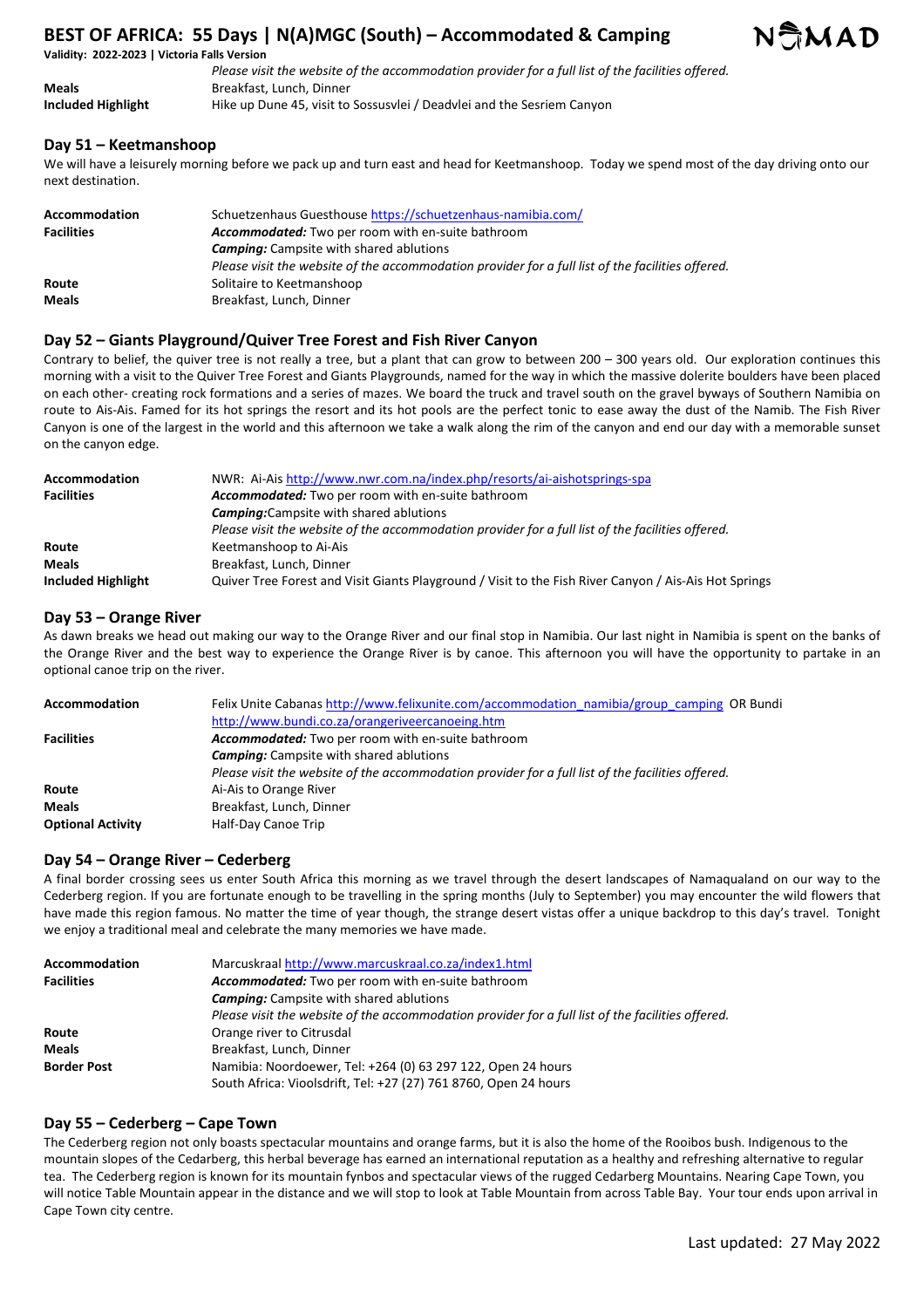*Please visit the website of the accommodation provider for a full list of the facilities offered.*

| | |
|---|---|
| **Meals** | Breakfast, Lunch, Dinner |
| **Included Highlight** | Hike up Dune 45, visit to Sossusvlei / Deadvlei and the Sesriem Canyon |

## Day 51 – Keetmanshoop

We will have a leisurely morning before we pack up and turn east and head for Keetmanshoop. Today we spend most of the day driving onto our next destination.

| | |
|---|---|
| **Accommodation** | Schuetzenhaus Guesthouse https://schuetzenhaus-namibia.com/ |
| **Facilities** | ***Accommodated:*** Two per room with en-suite bathroom<br>***Camping:*** Campsite with shared ablutions<br>*Please visit the website of the accommodation provider for a full list of the facilities offered.* |
| **Route** | Solitaire to Keetmanshoop |
| **Meals** | Breakfast, Lunch, Dinner |

## Day 52 – Giants Playground/Quiver Tree Forest and Fish River Canyon

Contrary to belief, the quiver tree is not really a tree, but a plant that can grow to between 200 – 300 years old. Our exploration continues this morning with a visit to the Quiver Tree Forest and Giants Playgrounds, named for the way in which the massive dolerite boulders have been placed on each other- creating rock formations and a series of mazes. We board the truck and travel south on the gravel byways of Southern Namibia on route to Ais-Ais. Famed for its hot springs the resort and its hot pools are the perfect tonic to ease away the dust of the Namib. The Fish River Canyon is one of the largest in the world and this afternoon we take a walk along the rim of the canyon and end our day with a memorable sunset on the canyon edge.

| | |
|---|---|
| **Accommodation** | NWR: Ai-Ais http://www.nwr.com.na/index.php/resorts/ai-aishotsprings-spa |
| **Facilities** | ***Accommodated:*** Two per room with en-suite bathroom<br>***Camping:***Campsite with shared ablutions<br>*Please visit the website of the accommodation provider for a full list of the facilities offered.* |
| **Route** | Keetmanshoop to Ai-Ais |
| **Meals** | Breakfast, Lunch, Dinner |
| **Included Highlight** | Quiver Tree Forest and Visit Giants Playground / Visit to the Fish River Canyon / Ais-Ais Hot Springs |

## Day 53 – Orange River

As dawn breaks we head out making our way to the Orange River and our final stop in Namibia. Our last night in Namibia is spent on the banks of the Orange River and the best way to experience the Orange River is by canoe. This afternoon you will have the opportunity to partake in an optional canoe trip on the river.

| | |
|---|---|
| **Accommodation** | Felix Unite Cabanas http://www.felixunite.com/accommodation_namibia/group_camping OR Bundi http://www.bundi.co.za/orangeriveercanoeing.htm |
| **Facilities** | ***Accommodated:*** Two per room with en-suite bathroom<br>***Camping:*** Campsite with shared ablutions<br>*Please visit the website of the accommodation provider for a full list of the facilities offered.* |
| **Route** | Ai-Ais to Orange River |
| **Meals** | Breakfast, Lunch, Dinner |
| **Optional Activity** | Half-Day Canoe Trip |

## Day 54 – Orange River – Cederberg

A final border crossing sees us enter South Africa this morning as we travel through the desert landscapes of Namaqualand on our way to the Cederberg region. If you are fortunate enough to be travelling in the spring months (July to September) you may encounter the wild flowers that have made this region famous. No matter the time of year though, the strange desert vistas offer a unique backdrop to this day's travel. Tonight we enjoy a traditional meal and celebrate the many memories we have made.

| | |
|---|---|
| **Accommodation** | Marcuskraal http://www.marcuskraal.co.za/index1.html |
| **Facilities** | ***Accommodated:*** Two per room with en-suite bathroom<br>***Camping:*** Campsite with shared ablutions<br>*Please visit the website of the accommodation provider for a full list of the facilities offered.* |
| **Route** | Orange river to Citrusdal |
| **Meals** | Breakfast, Lunch, Dinner |
| **Border Post** | Namibia: Noordoewer, Tel: +264 (0) 63 297 122, Open 24 hours<br>South Africa: Vioolsdrift, Tel: +27 (27) 761 8760, Open 24 hours |

## Day 55 – Cederberg – Cape Town

The Cederberg region not only boasts spectacular mountains and orange farms, but it is also the home of the Rooibos bush. Indigenous to the mountain slopes of the Cedarberg, this herbal beverage has earned an international reputation as a healthy and refreshing alternative to regular tea. The Cederberg region is known for its mountain fynbos and spectacular views of the rugged Cedarberg Mountains. Nearing Cape Town, you will notice Table Mountain appear in the distance and we will stop to look at Table Mountain from across Table Bay. Your tour ends upon arrival in Cape Town city centre.

Last updated: 27 May 2022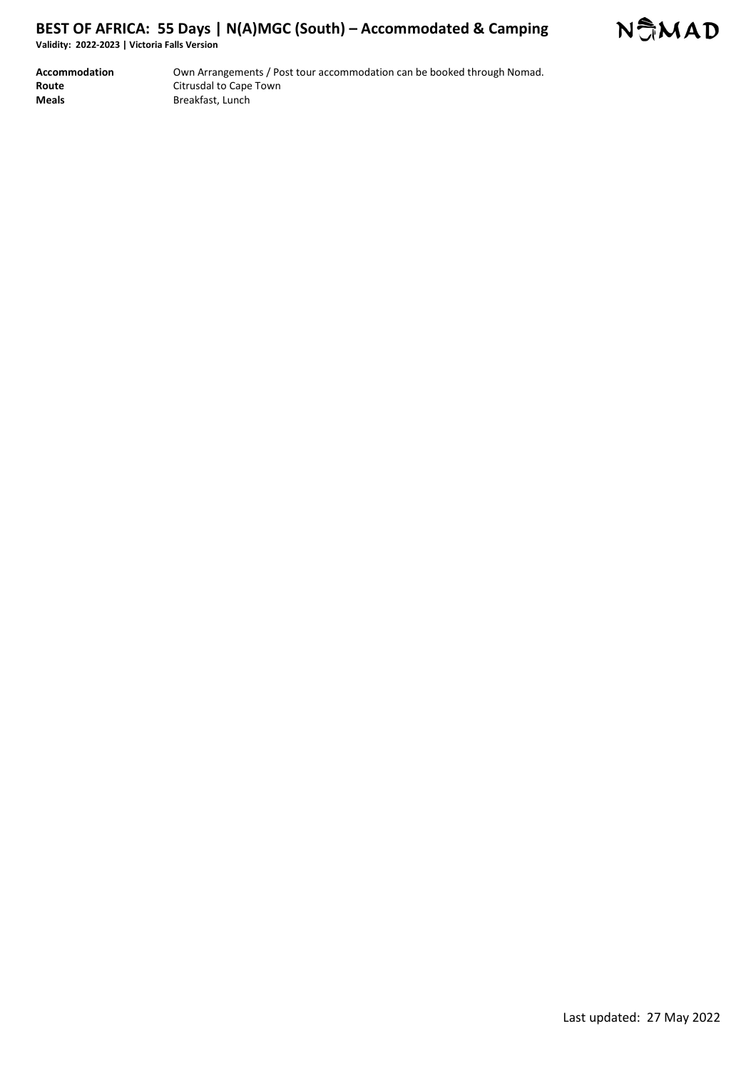| | |
|---|---|
| **Accommodation** | Own Arrangements / Post tour accommodation can be booked through Nomad. |
| **Route** | Citrusdal to Cape Town |
| **Meals** | Breakfast, Lunch |